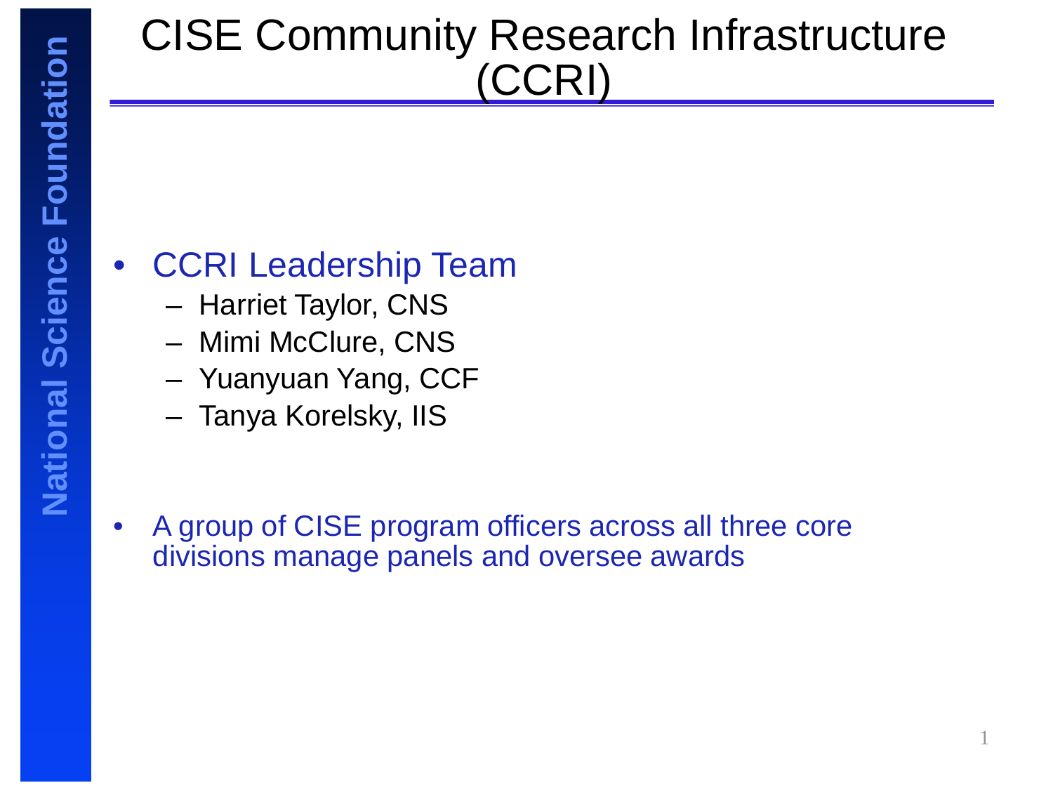# CISE Community Research Infrastructure (CCRI)

- CCRI Leadership Team
  - Harriet Taylor, CNS
  - Mimi McClure, CNS
  - Yuanyuan Yang, CCF
  - Tanya Korelsky, IIS

- A group of CISE program officers across all three core divisions manage panels and oversee awards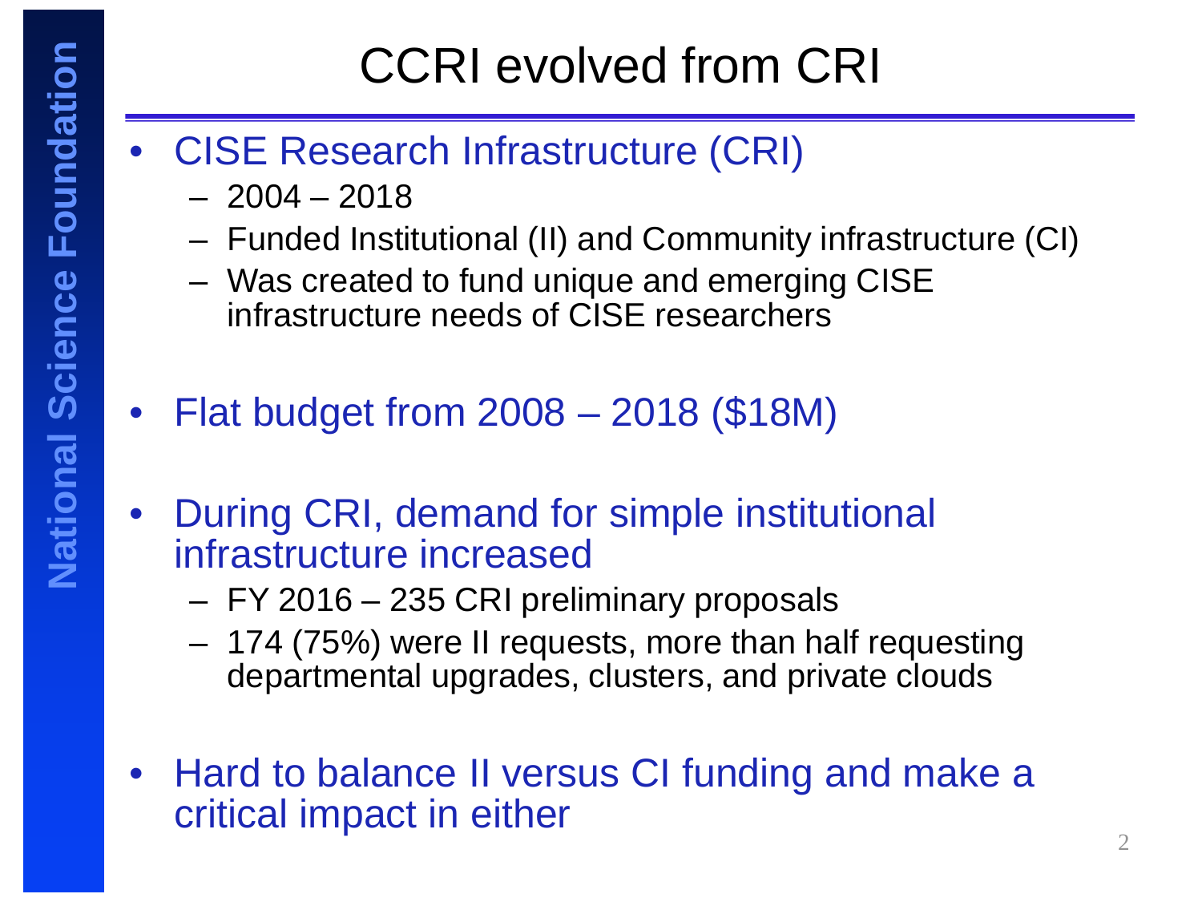# CCRI evolved from CRI

- CISE Research Infrastructure (CRI)
  - 2004 – 2018
  - Funded Institutional (II) and Community infrastructure (CI)
  - Was created to fund unique and emerging CISE infrastructure needs of CISE researchers
- Flat budget from 2008 – 2018 ($18M)
- During CRI, demand for simple institutional infrastructure increased
  - FY 2016 – 235 CRI preliminary proposals
  - 174 (75%) were II requests, more than half requesting departmental upgrades, clusters, and private clouds
- Hard to balance II versus CI funding and make a critical impact in either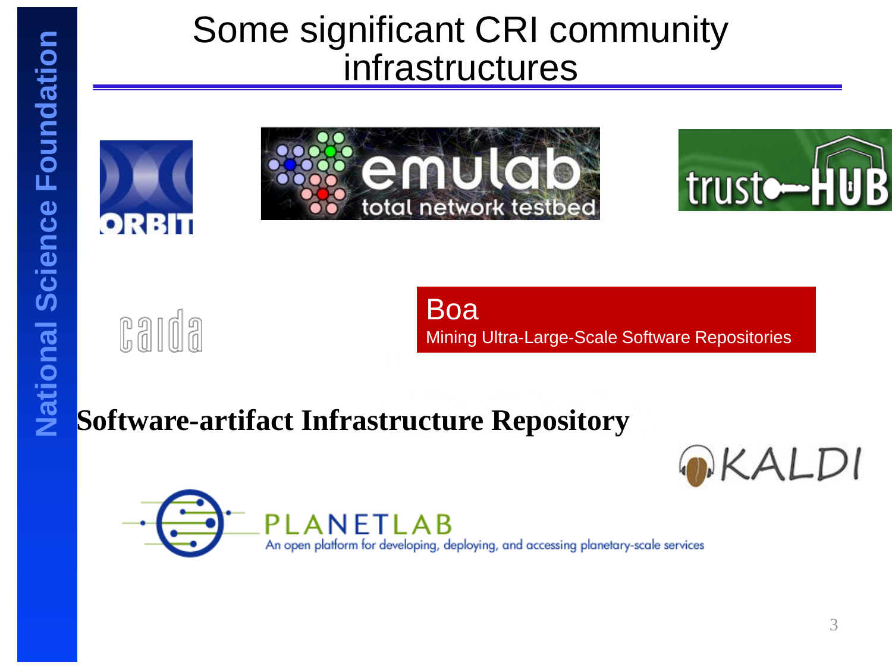# Some significant CRI community infrastructures

ORBIT

emulab
total network testbed

trust-HUB

caida

Boa
Mining Ultra-Large-Scale Software Repositories

**Software-artifact Infrastructure Repository**

KALDI

PLANETLAB
An open platform for developing, deploying, and accessing planetary-scale services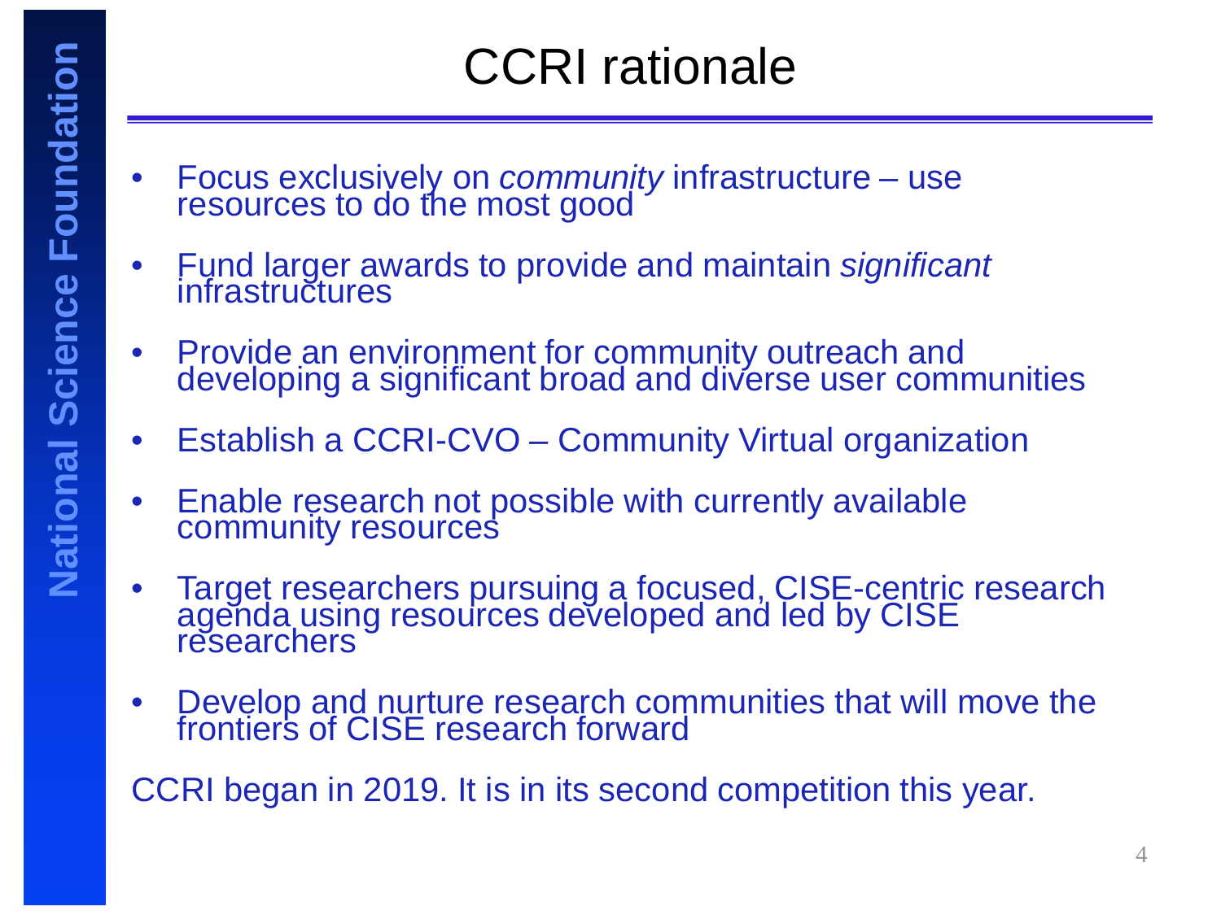# CCRI rationale

- Focus exclusively on *community* infrastructure – use resources to do the most good
- Fund larger awards to provide and maintain *significant* infrastructures
- Provide an environment for community outreach and developing a significant broad and diverse user communities
- Establish a CCRI-CVO – Community Virtual organization
- Enable research not possible with currently available community resources
- Target researchers pursuing a focused, CISE-centric research agenda using resources developed and led by CISE researchers
- Develop and nurture research communities that will move the frontiers of CISE research forward

CCRI began in 2019. It is in its second competition this year.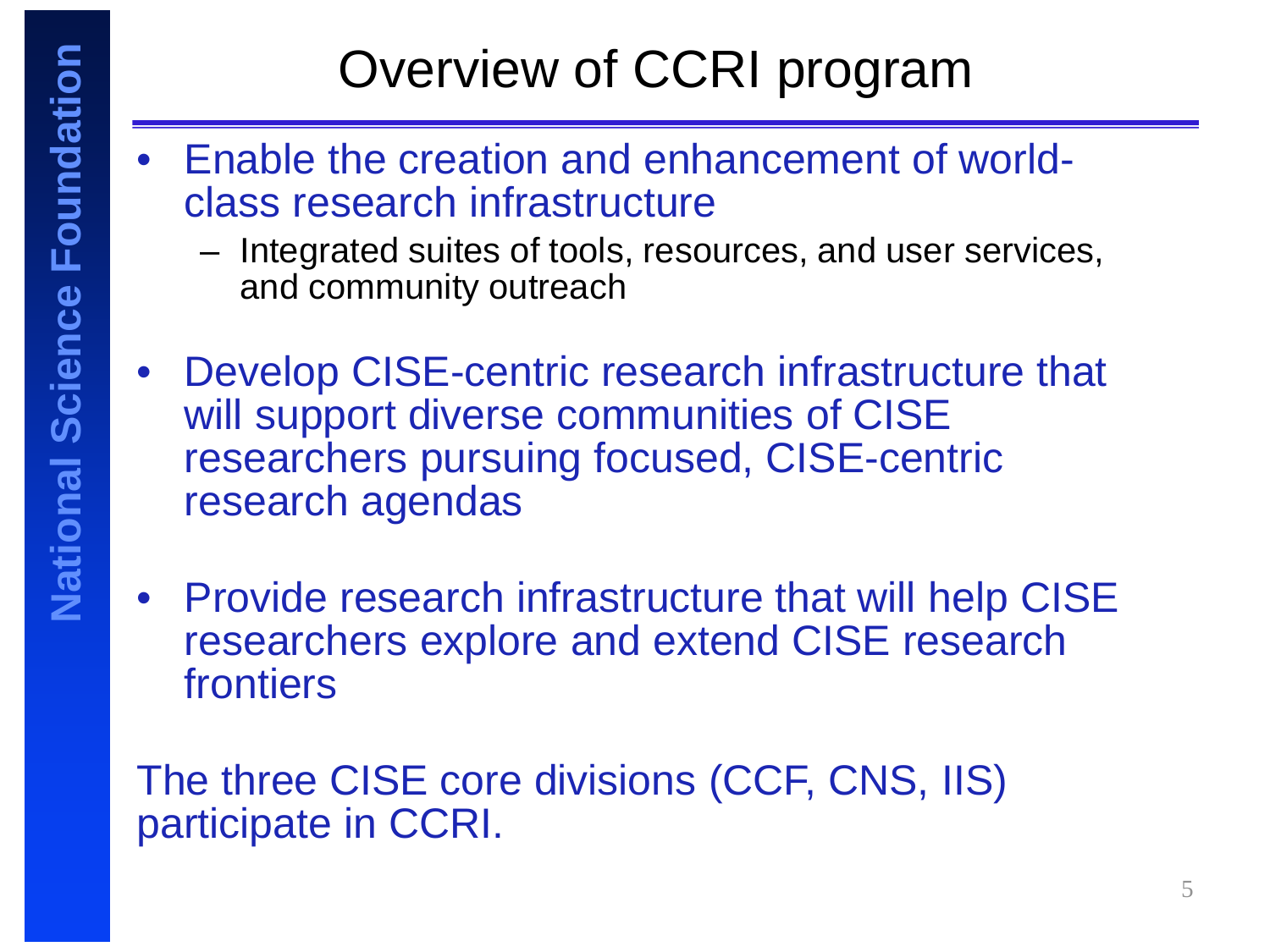# Overview of CCRI program

- Enable the creation and enhancement of world-class research infrastructure
  - Integrated suites of tools, resources, and user services, and community outreach
- Develop CISE-centric research infrastructure that will support diverse communities of CISE researchers pursuing focused, CISE-centric research agendas
- Provide research infrastructure that will help CISE researchers explore and extend CISE research frontiers

The three CISE core divisions (CCF, CNS, IIS) participate in CCRI.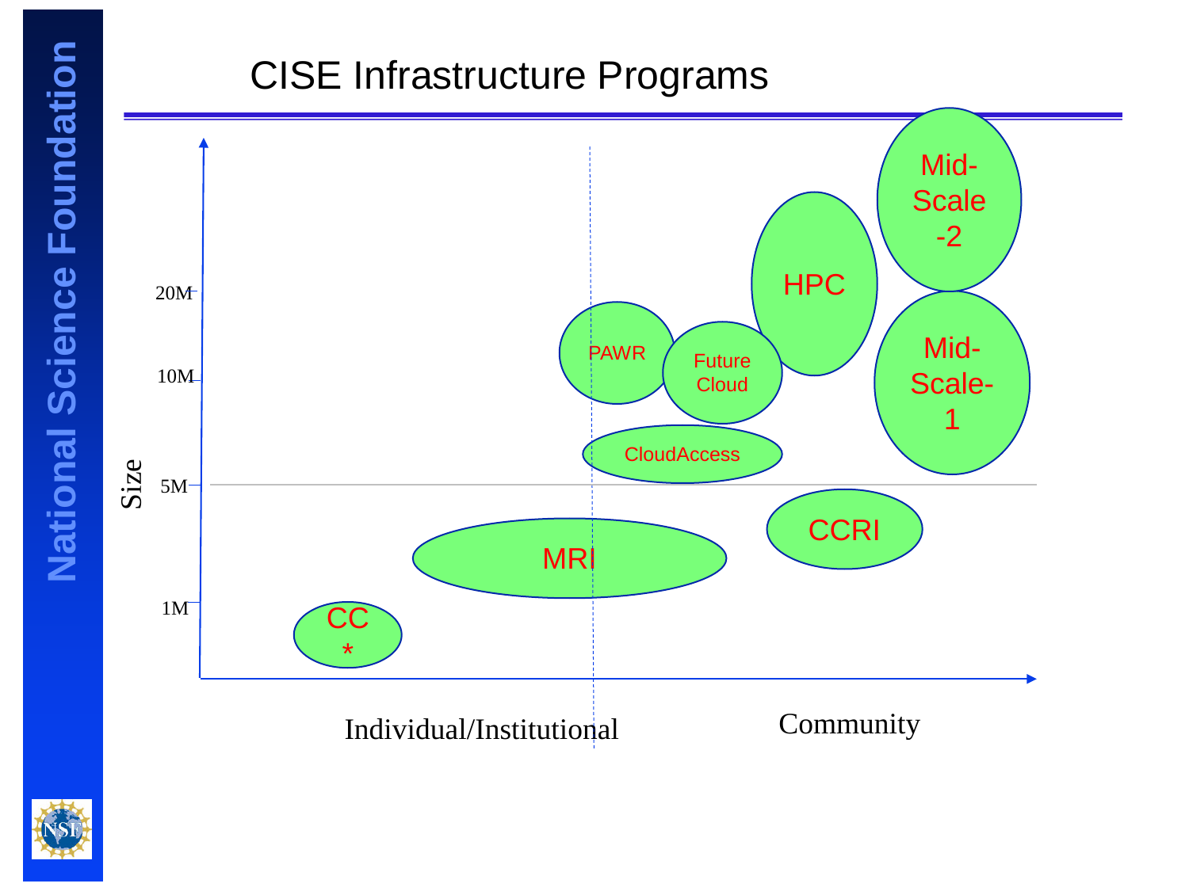# CISE Infrastructure Programs

Size

20M

10M

5M

1M

Individual/Institutional

Community

CC *

MRI

PAWR

Future Cloud

CloudAccess

CCRI

HPC

Mid-Scale-2

Mid-Scale-1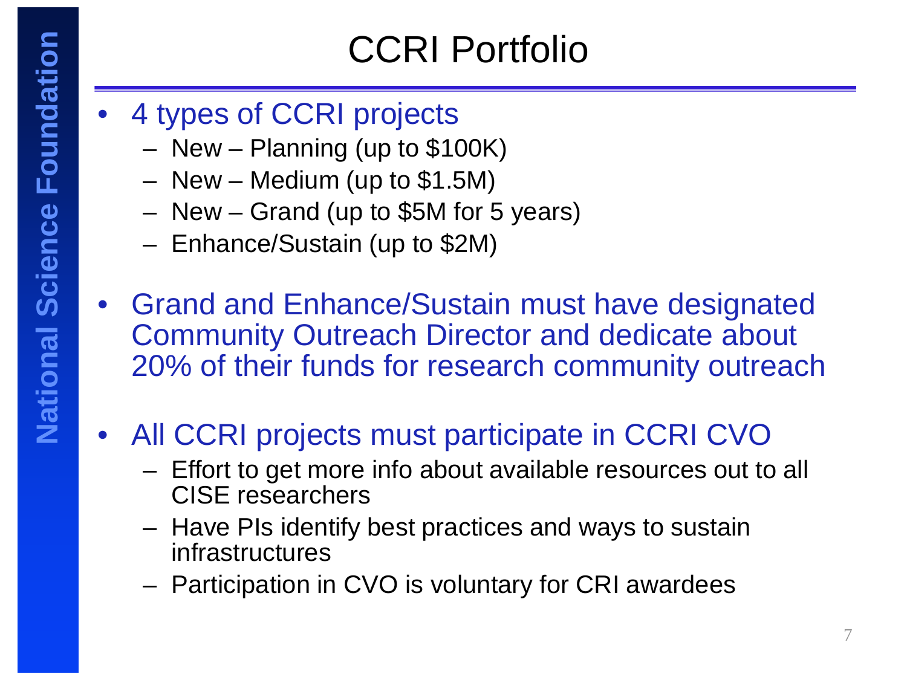# CCRI Portfolio

- 4 types of CCRI projects
  - New – Planning (up to $100K)
  - New – Medium (up to $1.5M)
  - New – Grand (up to $5M for 5 years)
  - Enhance/Sustain (up to $2M)
- Grand and Enhance/Sustain must have designated Community Outreach Director and dedicate about 20% of their funds for research community outreach
- All CCRI projects must participate in CCRI CVO
  - Effort to get more info about available resources out to all CISE researchers
  - Have PIs identify best practices and ways to sustain infrastructures
  - Participation in CVO is voluntary for CRI awardees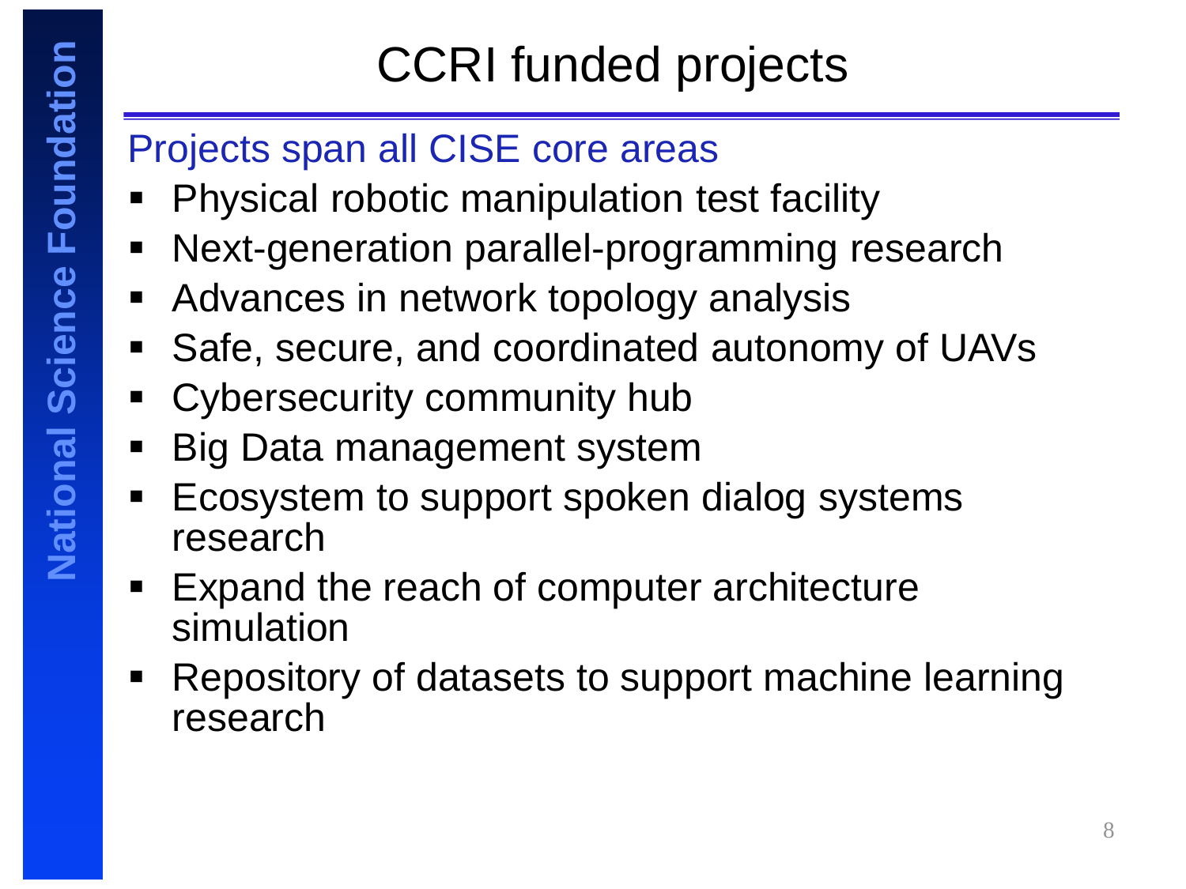# CCRI funded projects

## Projects span all CISE core areas

- Physical robotic manipulation test facility
- Next-generation parallel-programming research
- Advances in network topology analysis
- Safe, secure, and coordinated autonomy of UAVs
- Cybersecurity community hub
- Big Data management system
- Ecosystem to support spoken dialog systems research
- Expand the reach of computer architecture simulation
- Repository of datasets to support machine learning research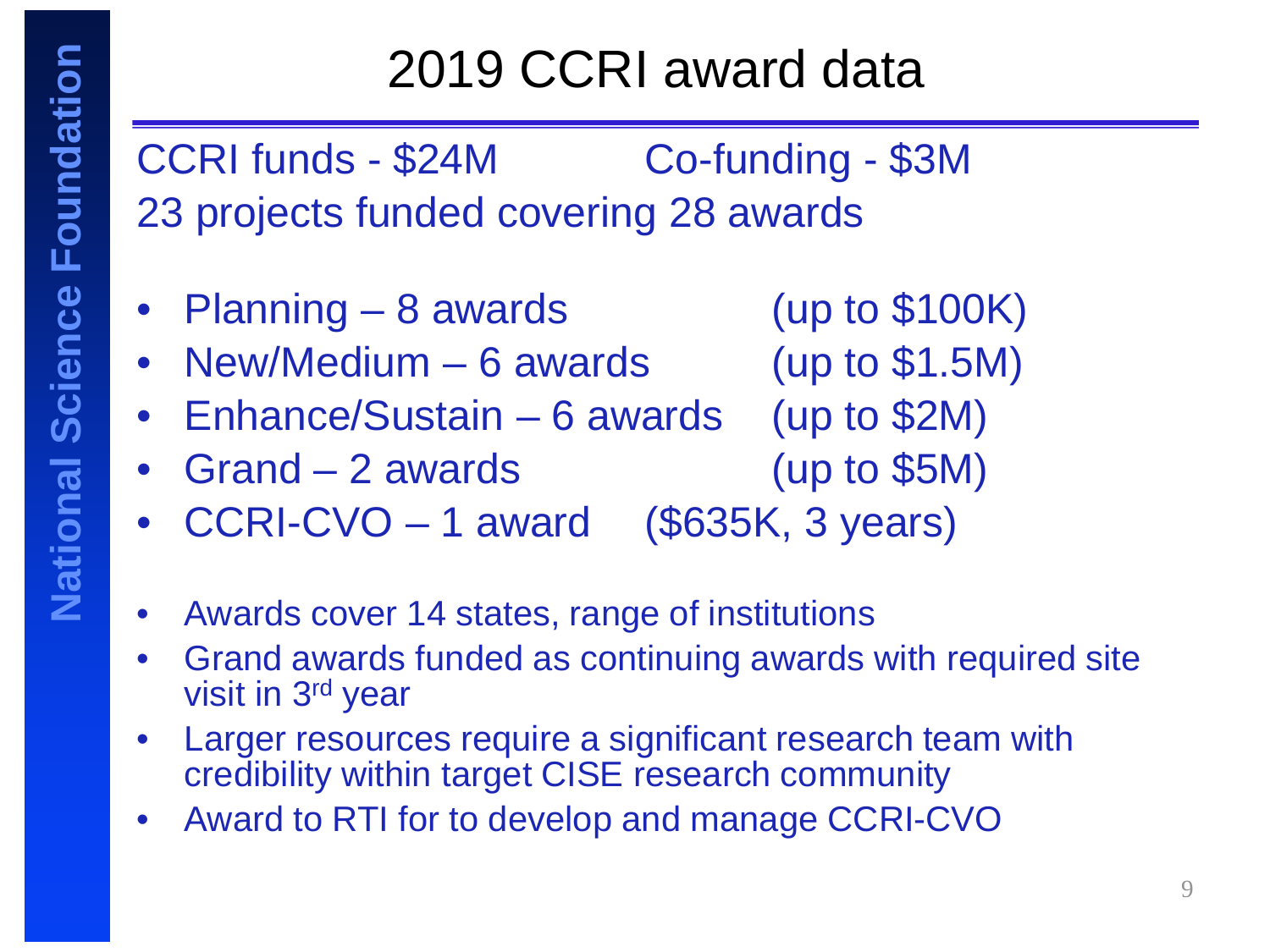# 2019 CCRI award data

CCRI funds - $24M Co-funding - $3M

23 projects funded covering 28 awards

- Planning – 8 awards (up to $100K)
- New/Medium – 6 awards (up to $1.5M)
- Enhance/Sustain – 6 awards (up to $2M)
- Grand – 2 awards (up to $5M)
- CCRI-CVO – 1 award ($635K, 3 years)

- Awards cover 14 states, range of institutions
- Grand awards funded as continuing awards with required site visit in 3rd year
- Larger resources require a significant research team with credibility within target CISE research community
- Award to RTI for to develop and manage CCRI-CVO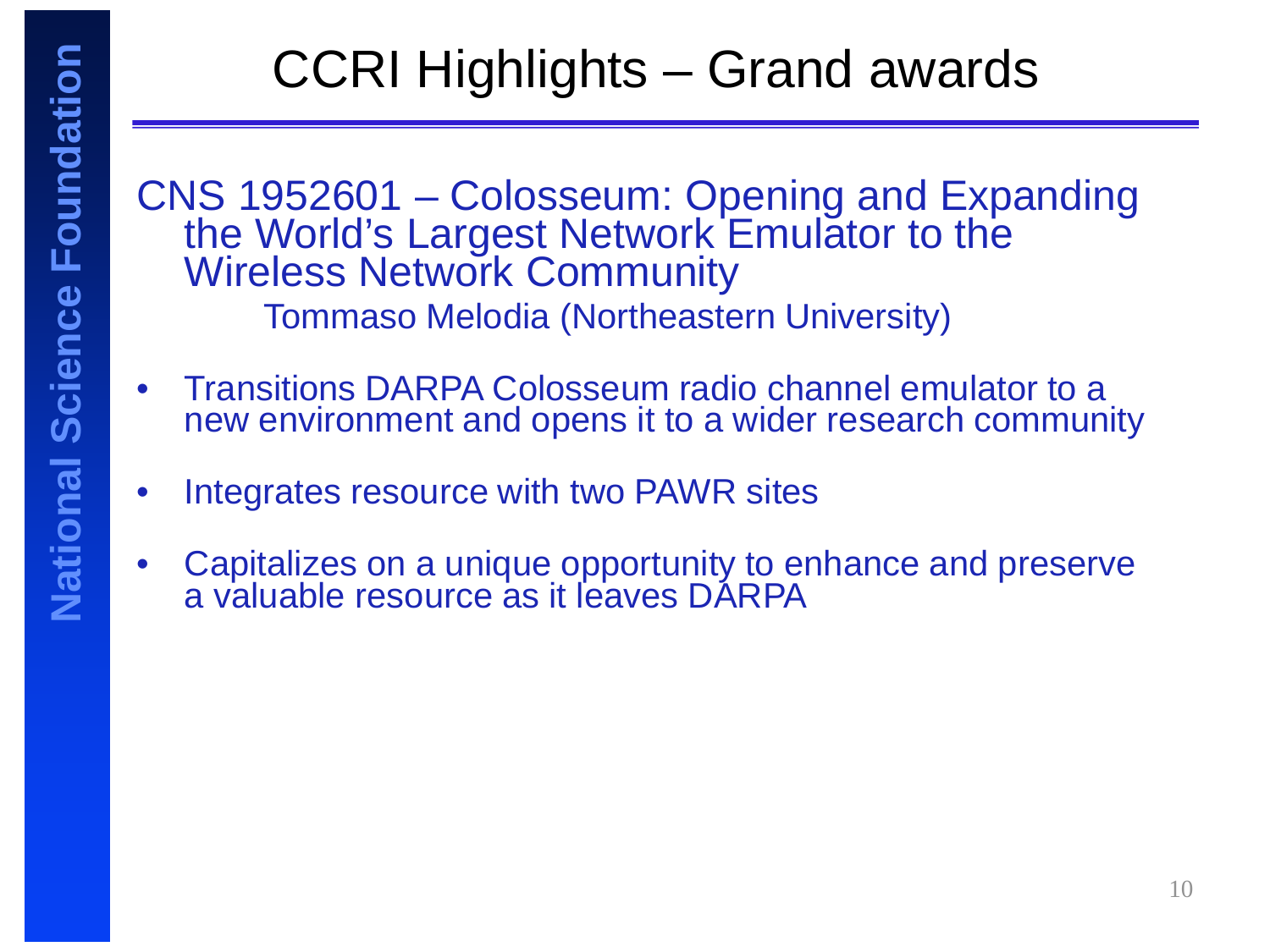# CCRI Highlights – Grand awards

CNS 1952601 – Colosseum: Opening and Expanding the World's Largest Network Emulator to the Wireless Network Community

Tommaso Melodia (Northeastern University)

- Transitions DARPA Colosseum radio channel emulator to a new environment and opens it to a wider research community
- Integrates resource with two PAWR sites
- Capitalizes on a unique opportunity to enhance and preserve a valuable resource as it leaves DARPA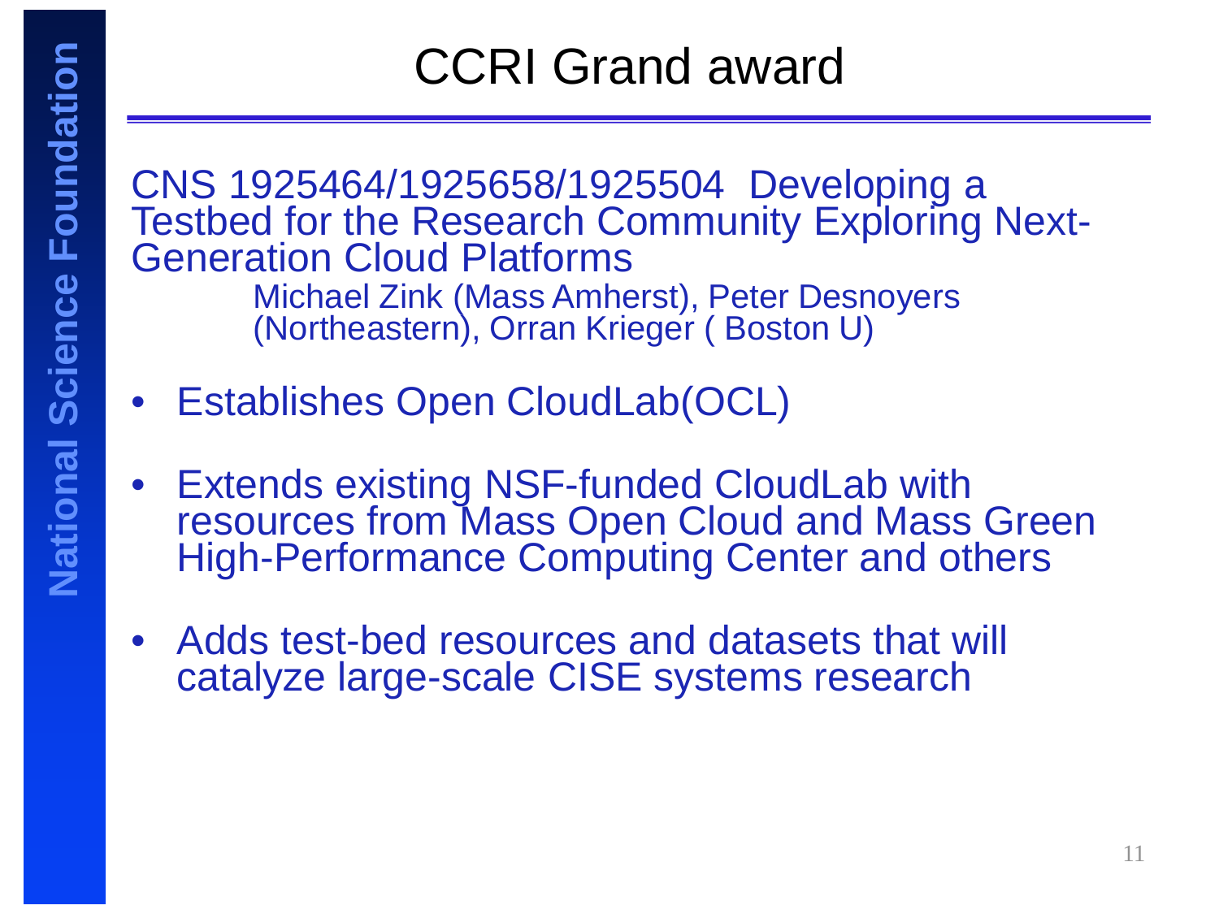# CCRI Grand award

CNS 1925464/1925658/1925504 Developing a Testbed for the Research Community Exploring Next-Generation Cloud Platforms

Michael Zink (Mass Amherst), Peter Desnoyers (Northeastern), Orran Krieger ( Boston U)

- Establishes Open CloudLab(OCL)
- Extends existing NSF-funded CloudLab with resources from Mass Open Cloud and Mass Green High-Performance Computing Center and others
- Adds test-bed resources and datasets that will catalyze large-scale CISE systems research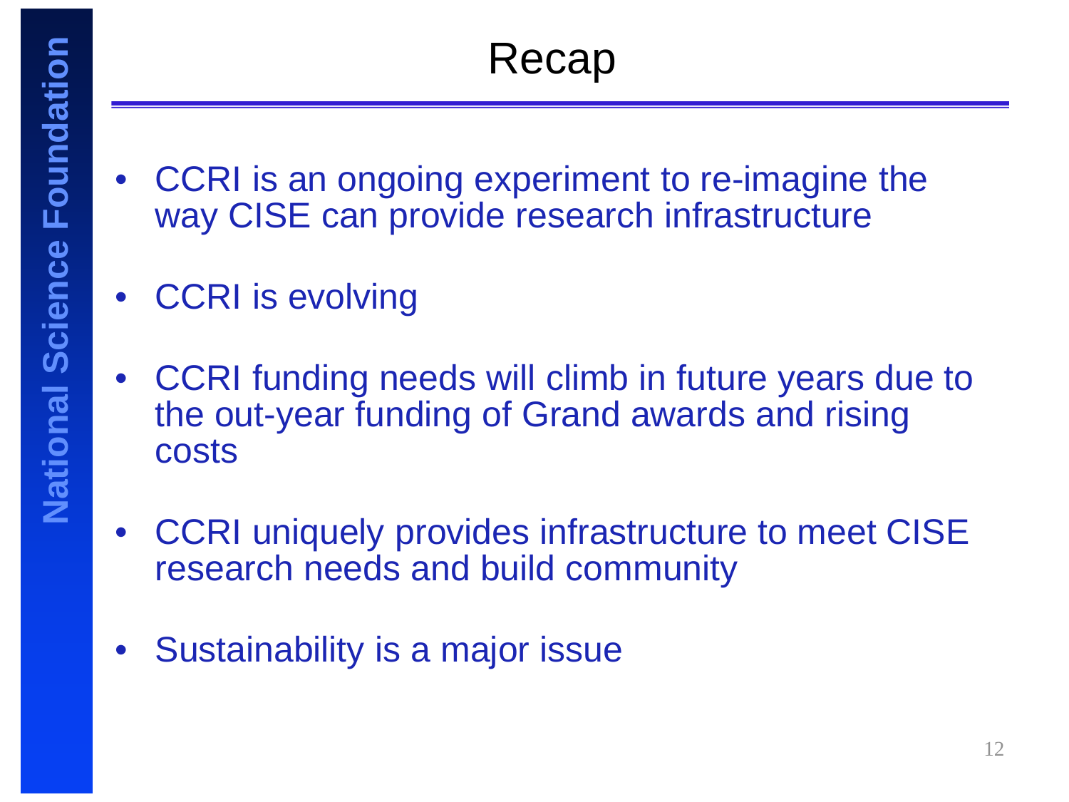# Recap

- CCRI is an ongoing experiment to re-imagine the way CISE can provide research infrastructure
- CCRI is evolving
- CCRI funding needs will climb in future years due to the out-year funding of Grand awards and rising costs
- CCRI uniquely provides infrastructure to meet CISE research needs and build community
- Sustainability is a major issue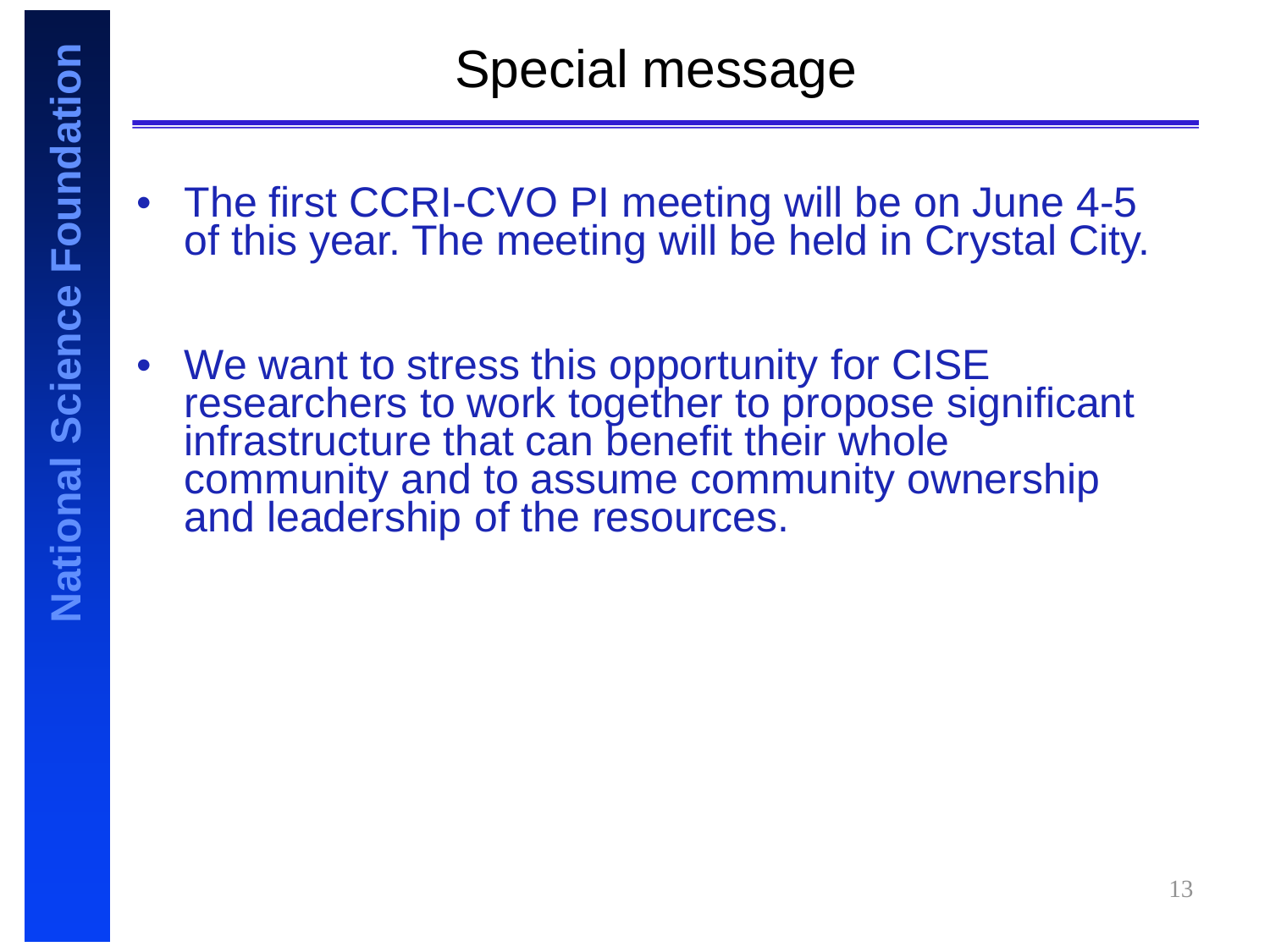# Special message

- The first CCRI-CVO PI meeting will be on June 4-5 of this year. The meeting will be held in Crystal City.

- We want to stress this opportunity for CISE researchers to work together to propose significant infrastructure that can benefit their whole community and to assume community ownership and leadership of the resources.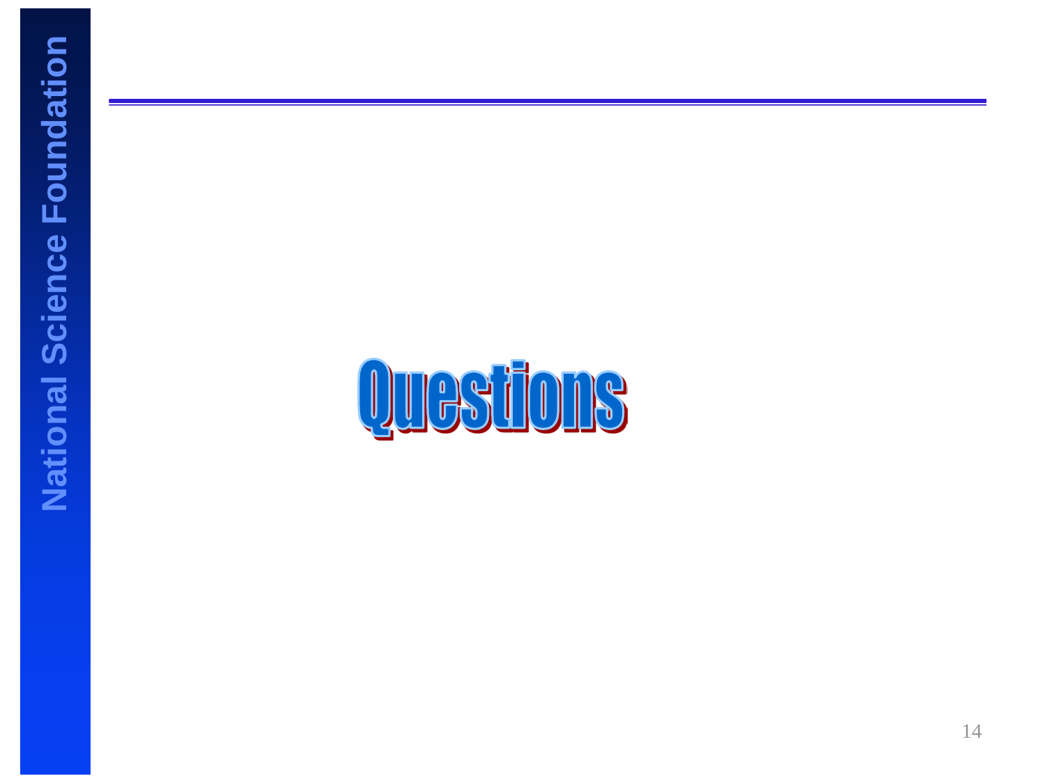# Questions